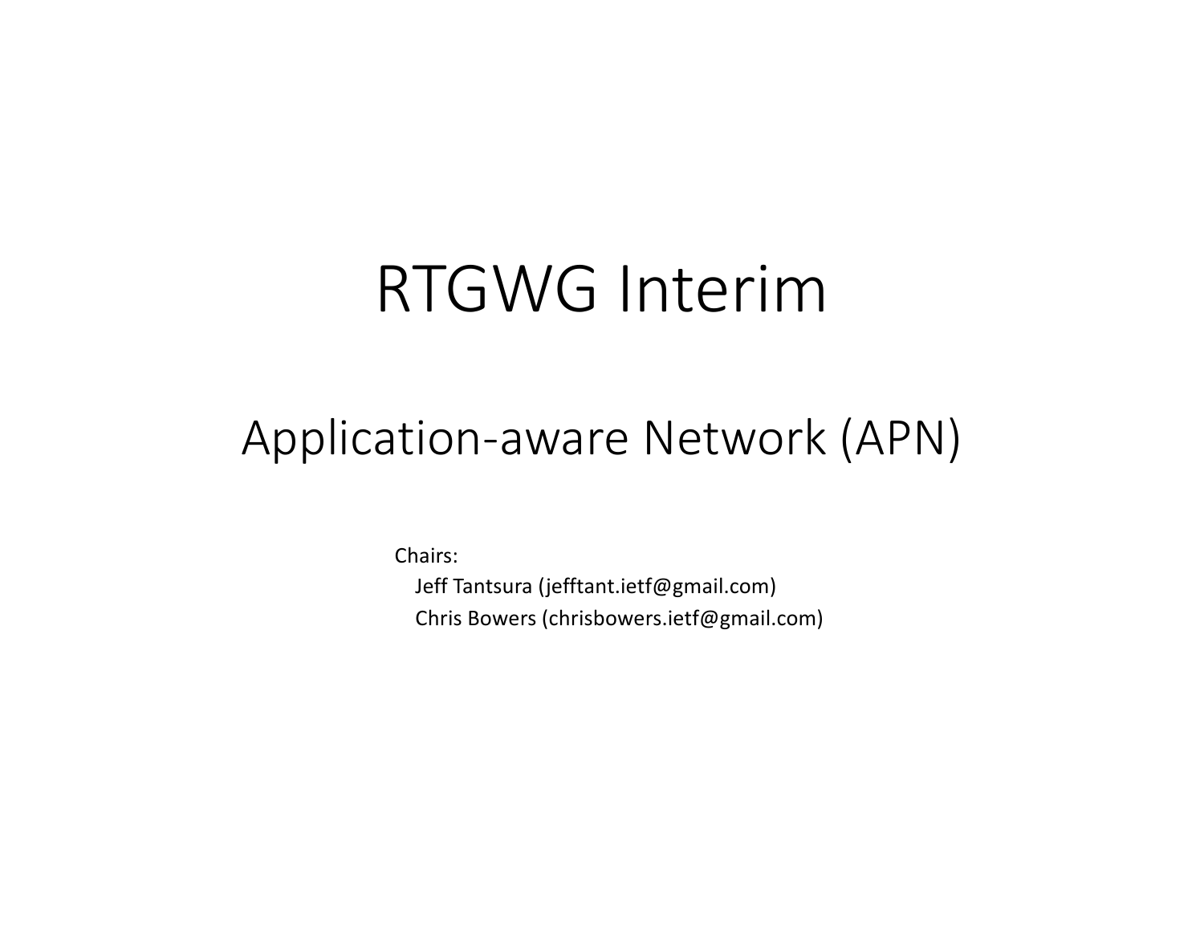# RTGWG Interim

## Application-aware Network (APN)

Chairs:

Jeff Tantsura (jefftant.ietf@gmail.com)

Chris Bowers (chrisbowers.ietf@gmail.com)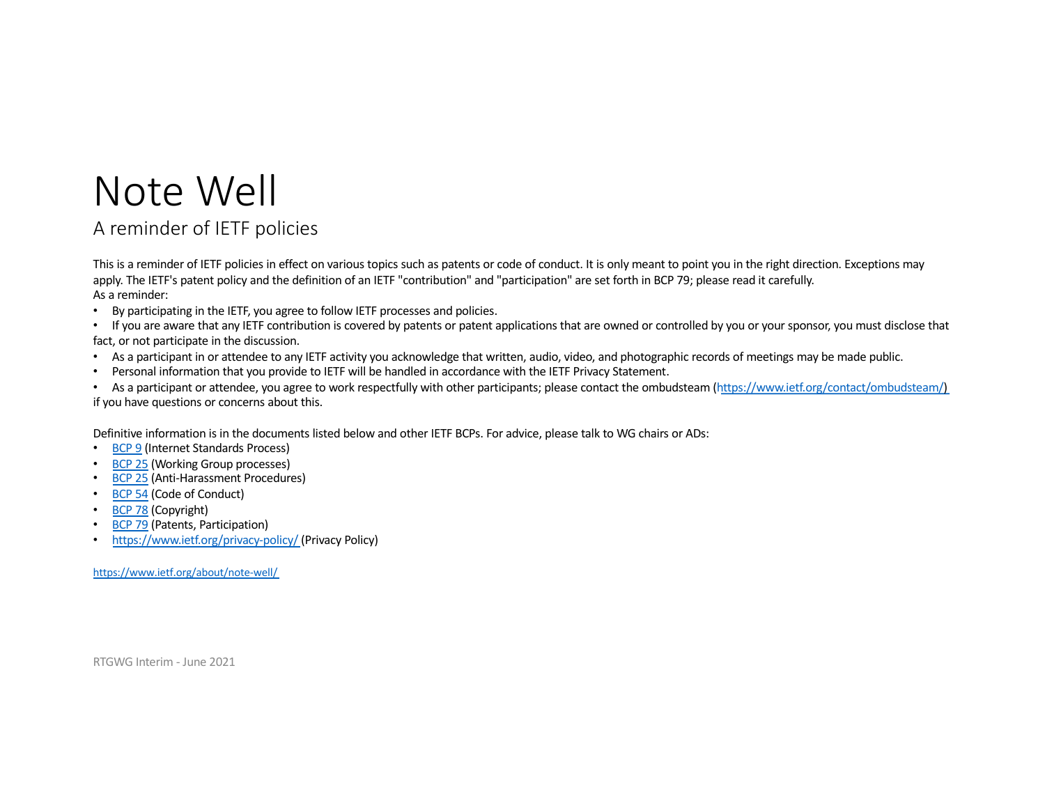# Note Well

## A reminder of IETF policies

This is a reminder of IETF policies in effect on various topics such as patents or code of conduct. It is only meant to point you in the right direction. Exceptions may apply. The IETF's patent policy and the definition of an IETF "contribution" and "participation" are set forth in BCP 79; please read it carefully.
As a reminder:

- By participating in the IETF, you agree to follow IETF processes and policies.
- If you are aware that any IETF contribution is covered by patents or patent applications that are owned or controlled by you or your sponsor, you must disclose that fact, or not participate in the discussion.
- As a participant in or attendee to any IETF activity you acknowledge that written, audio, video, and photographic records of meetings may be made public.
- Personal information that you provide to IETF will be handled in accordance with the IETF Privacy Statement.
- As a participant or attendee, you agree to work respectfully with other participants; please contact the ombudsteam (https://www.ietf.org/contact/ombudsteam/) if you have questions or concerns about this.

Definitive information is in the documents listed below and other IETF BCPs. For advice, please talk to WG chairs or ADs:

- BCP 9 (Internet Standards Process)
- BCP 25 (Working Group processes)
- BCP 25 (Anti-Harassment Procedures)
- BCP 54 (Code of Conduct)
- BCP 78 (Copyright)
- BCP 79 (Patents, Participation)
- https://www.ietf.org/privacy-policy/ (Privacy Policy)

https://www.ietf.org/about/note-well/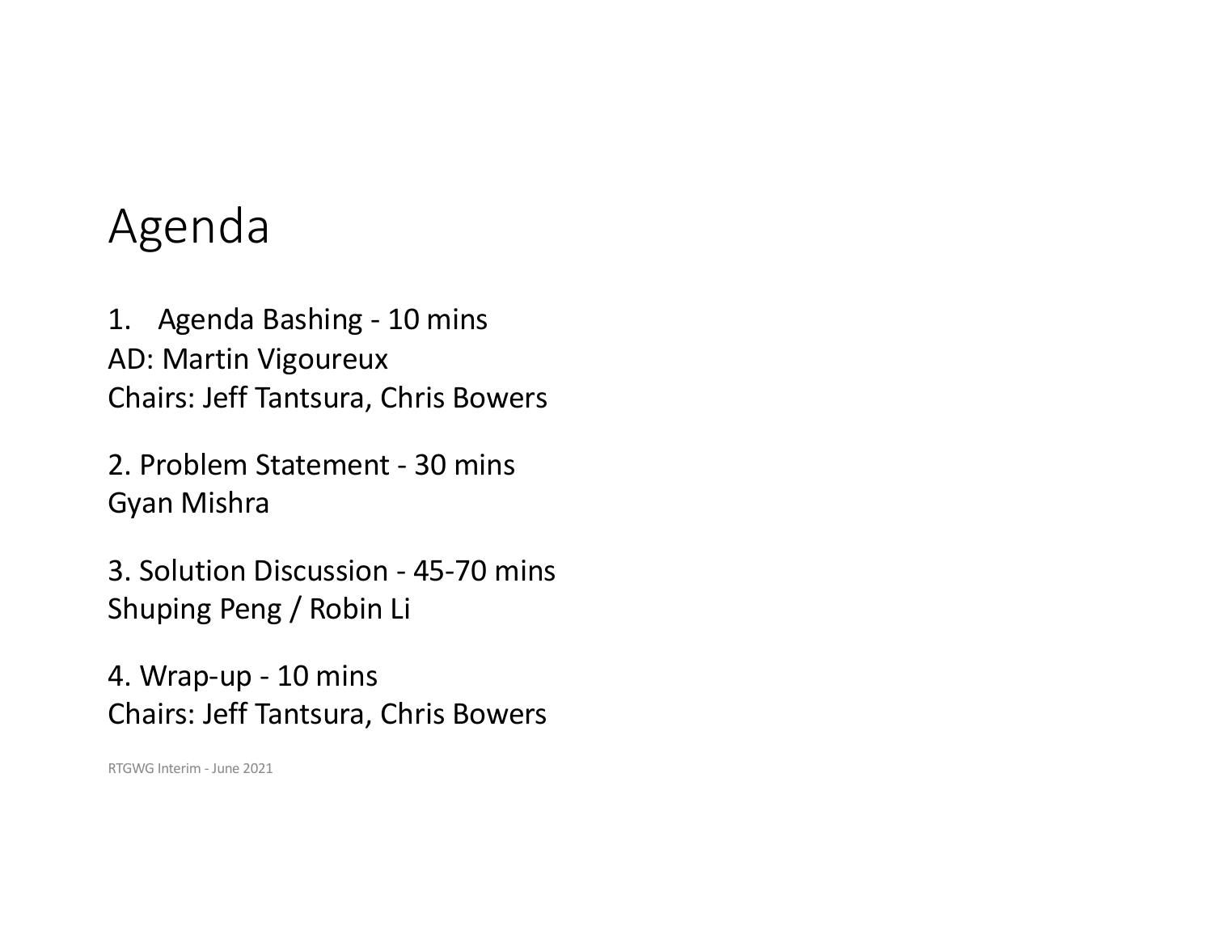# Agenda

1. Agenda Bashing - 10 mins

AD: Martin Vigoureux
Chairs: Jeff Tantsura, Chris Bowers

2. Problem Statement - 30 mins

Gyan Mishra

3. Solution Discussion - 45-70 mins

Shuping Peng / Robin Li

4. Wrap-up - 10 mins

Chairs: Jeff Tantsura, Chris Bowers